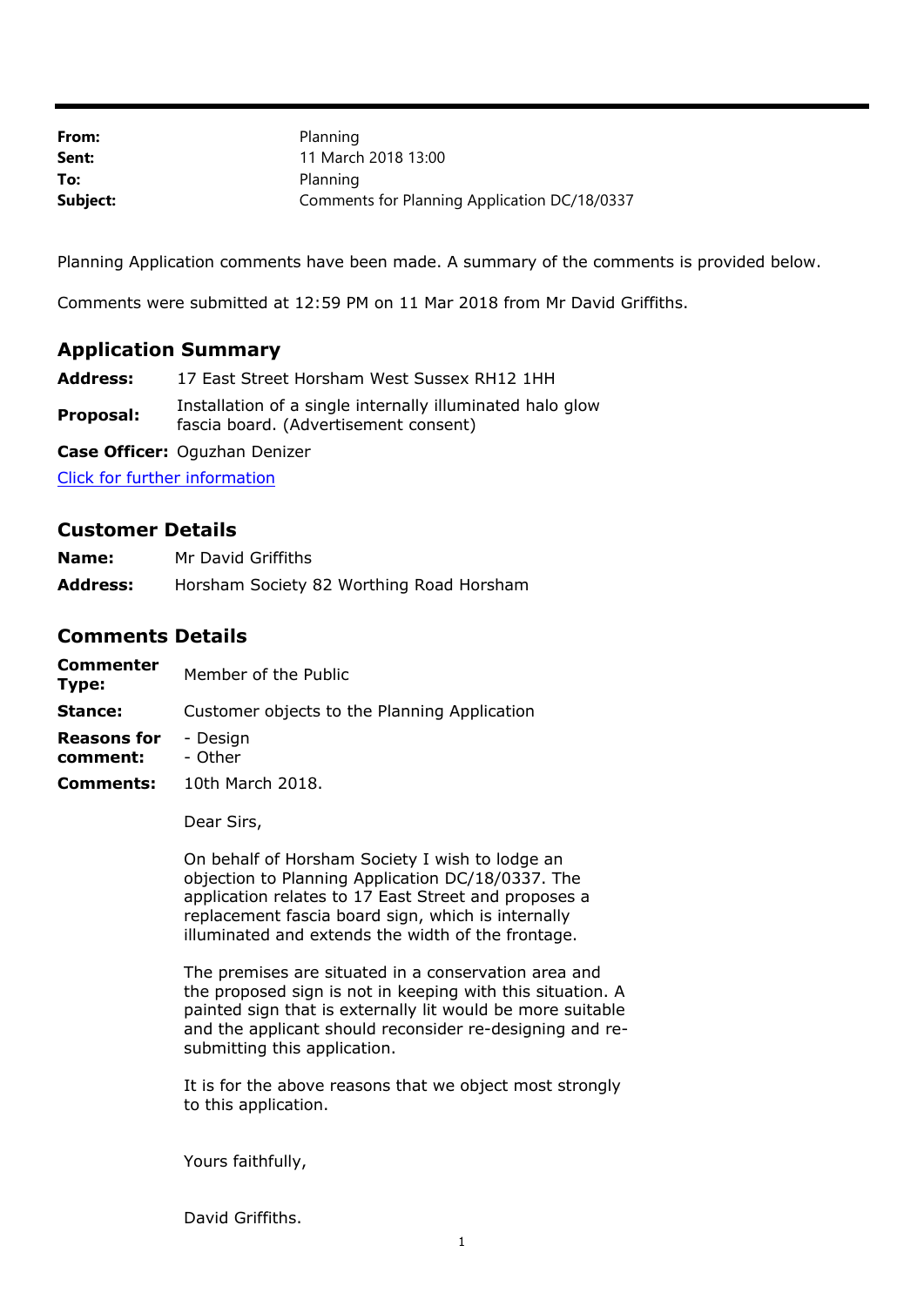| | |
|---|---|
| **From:** | Planning |
| **Sent:** | 11 March 2018 13:00 |
| **To:** | Planning |
| **Subject:** | Comments for Planning Application DC/18/0337 |

Planning Application comments have been made. A summary of the comments is provided below.

Comments were submitted at 12:59 PM on 11 Mar 2018 from Mr David Griffiths.

## Application Summary

| | |
|---|---|
| **Address:** | 17 East Street Horsham West Sussex RH12 1HH |
| **Proposal:** | Installation of a single internally illuminated halo glow fascia board. (Advertisement consent) |
| **Case Officer:** | Oguzhan Denizer |

Click for further information

## Customer Details

| | |
|---|---|
| **Name:** | Mr David Griffiths |
| **Address:** | Horsham Society 82 Worthing Road Horsham |

## Comments Details

**Commenter Type:** Member of the Public

**Stance:** Customer objects to the Planning Application

**Reasons for comment:**
- Design
- Other

**Comments:** 10th March 2018.

Dear Sirs,

On behalf of Horsham Society I wish to lodge an objection to Planning Application DC/18/0337. The application relates to 17 East Street and proposes a replacement fascia board sign, which is internally illuminated and extends the width of the frontage.

The premises are situated in a conservation area and the proposed sign is not in keeping with this situation. A painted sign that is externally lit would be more suitable and the applicant should reconsider re-designing and re-submitting this application.

It is for the above reasons that we object most strongly to this application.

Yours faithfully,

David Griffiths.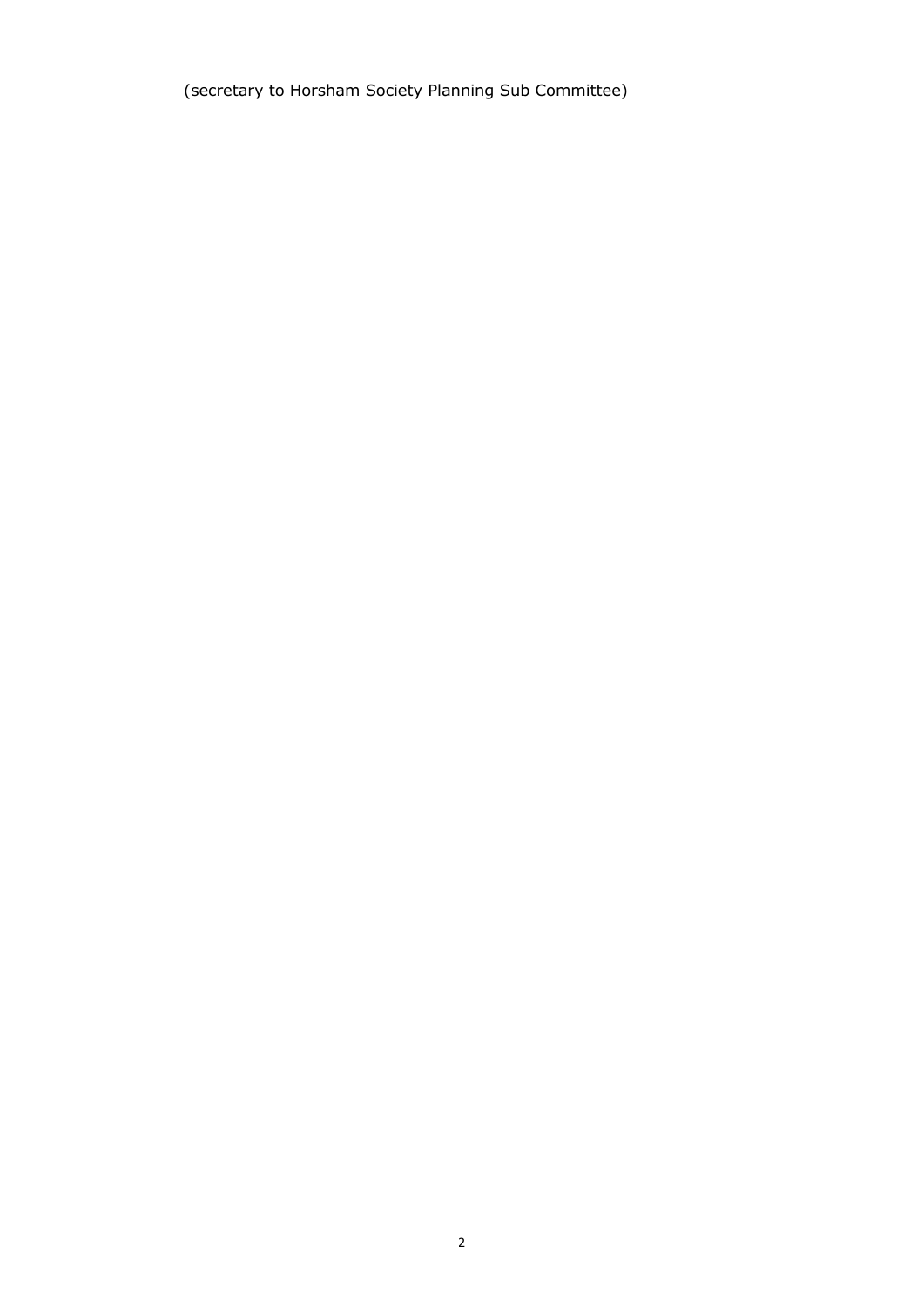(secretary to Horsham Society Planning Sub Committee)